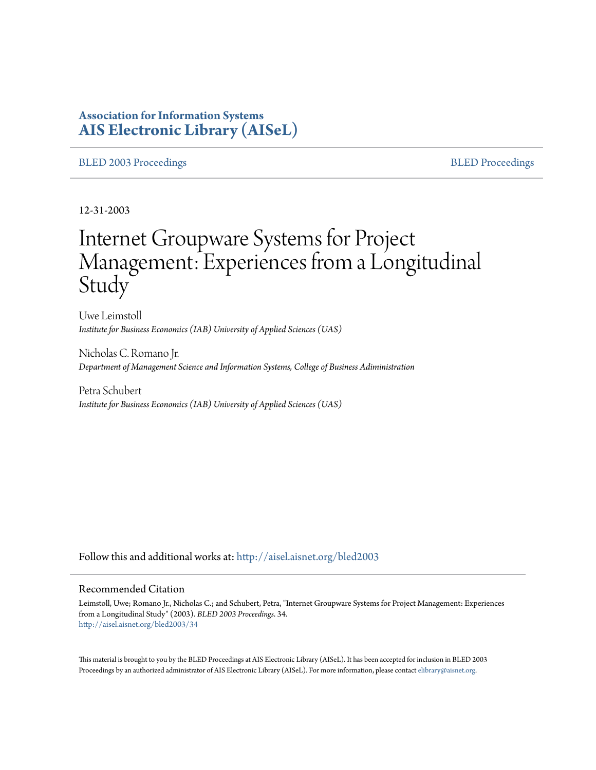**Association for Information Systems**
**AIS Electronic Library (AISeL)**

BLED 2003 Proceedings | BLED Proceedings

12-31-2003

# Internet Groupware Systems for Project Management: Experiences from a Longitudinal Study

Uwe Leimstoll
*Institute for Business Economics (IAB) University of Applied Sciences (UAS)*

Nicholas C. Romano Jr.
*Department of Management Science and Information Systems, College of Business Adiministration*

Petra Schubert
*Institute for Business Economics (IAB) University of Applied Sciences (UAS)*

Follow this and additional works at: http://aisel.aisnet.org/bled2003

## Recommended Citation

Leimstoll, Uwe; Romano Jr., Nicholas C.; and Schubert, Petra, "Internet Groupware Systems for Project Management: Experiences from a Longitudinal Study" (2003). *BLED 2003 Proceedings*. 34.
http://aisel.aisnet.org/bled2003/34

This material is brought to you by the BLED Proceedings at AIS Electronic Library (AISeL). It has been accepted for inclusion in BLED 2003 Proceedings by an authorized administrator of AIS Electronic Library (AISeL). For more information, please contact elibrary@aisnet.org.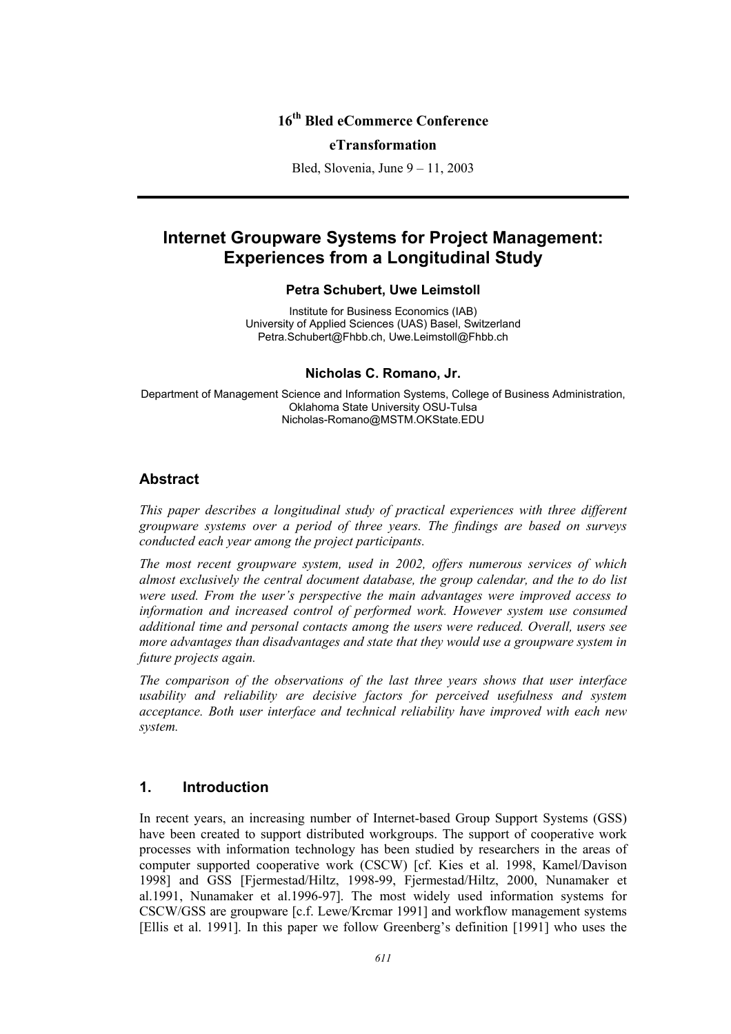**16th Bled eCommerce Conference**

**eTransformation**

Bled, Slovenia, June 9 – 11, 2003

---

# Internet Groupware Systems for Project Management: Experiences from a Longitudinal Study

**Petra Schubert, Uwe Leimstoll**

Institute for Business Economics (IAB)
University of Applied Sciences (UAS) Basel, Switzerland
Petra.Schubert@Fhbb.ch, Uwe.Leimstoll@Fhbb.ch

**Nicholas C. Romano, Jr.**

Department of Management Science and Information Systems, College of Business Administration, Oklahoma State University OSU-Tulsa
Nicholas-Romano@MSTM.OKState.EDU

## Abstract

*This paper describes a longitudinal study of practical experiences with three different groupware systems over a period of three years. The findings are based on surveys conducted each year among the project participants.*

*The most recent groupware system, used in 2002, offers numerous services of which almost exclusively the central document database, the group calendar, and the to do list were used. From the user's perspective the main advantages were improved access to information and increased control of performed work. However system use consumed additional time and personal contacts among the users were reduced. Overall, users see more advantages than disadvantages and state that they would use a groupware system in future projects again.*

*The comparison of the observations of the last three years shows that user interface usability and reliability are decisive factors for perceived usefulness and system acceptance. Both user interface and technical reliability have improved with each new system.*

## 1. Introduction

In recent years, an increasing number of Internet-based Group Support Systems (GSS) have been created to support distributed workgroups. The support of cooperative work processes with information technology has been studied by researchers in the areas of computer supported cooperative work (CSCW) [cf. Kies et al. 1998, Kamel/Davison 1998] and GSS [Fjermestad/Hiltz, 1998-99, Fjermestad/Hiltz, 2000, Nunamaker et al.1991, Nunamaker et al.1996-97]. The most widely used information systems for CSCW/GSS are groupware [c.f. Lewe/Krcmar 1991] and workflow management systems [Ellis et al. 1991]. In this paper we follow Greenberg's definition [1991] who uses the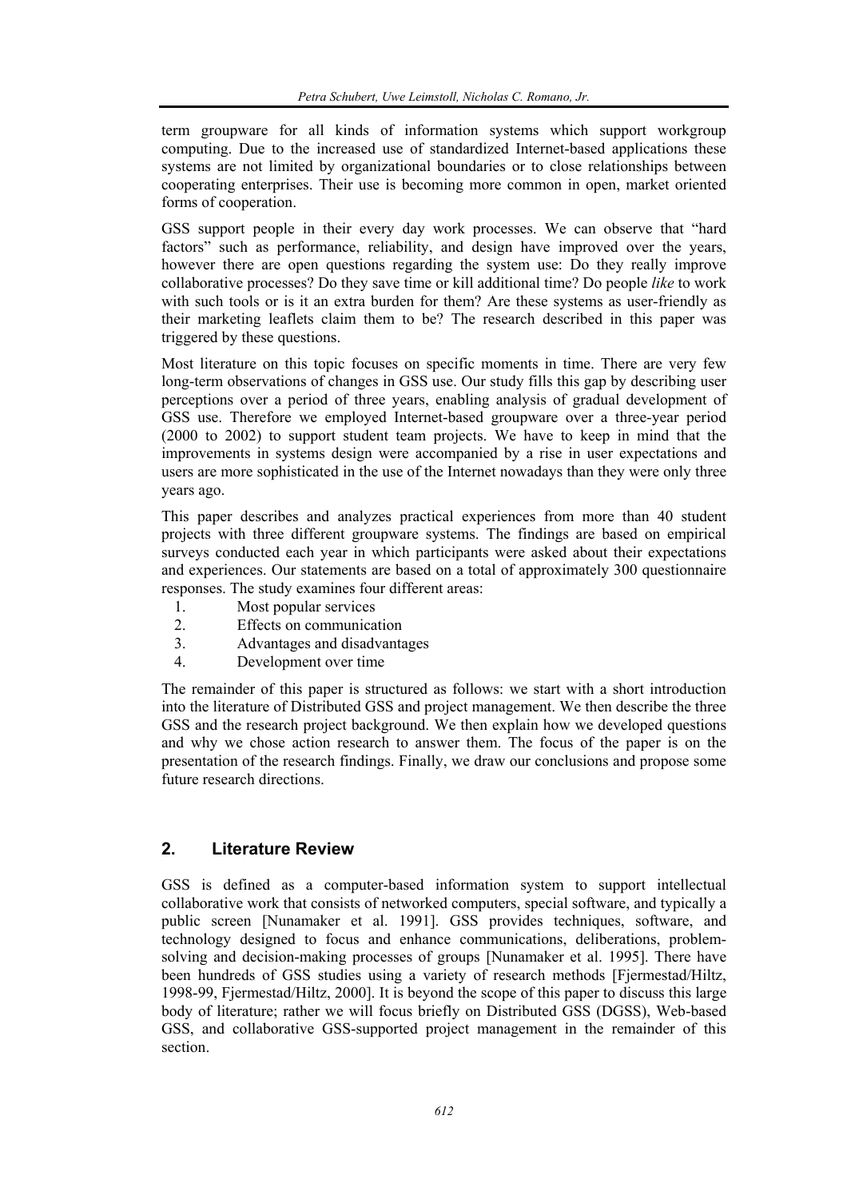term groupware for all kinds of information systems which support workgroup computing. Due to the increased use of standardized Internet-based applications these systems are not limited by organizational boundaries or to close relationships between cooperating enterprises. Their use is becoming more common in open, market oriented forms of cooperation.

GSS support people in their every day work processes. We can observe that "hard factors" such as performance, reliability, and design have improved over the years, however there are open questions regarding the system use: Do they really improve collaborative processes? Do they save time or kill additional time? Do people *like* to work with such tools or is it an extra burden for them? Are these systems as user-friendly as their marketing leaflets claim them to be? The research described in this paper was triggered by these questions.

Most literature on this topic focuses on specific moments in time. There are very few long-term observations of changes in GSS use. Our study fills this gap by describing user perceptions over a period of three years, enabling analysis of gradual development of GSS use. Therefore we employed Internet-based groupware over a three-year period (2000 to 2002) to support student team projects. We have to keep in mind that the improvements in systems design were accompanied by a rise in user expectations and users are more sophisticated in the use of the Internet nowadays than they were only three years ago.

This paper describes and analyzes practical experiences from more than 40 student projects with three different groupware systems. The findings are based on empirical surveys conducted each year in which participants were asked about their expectations and experiences. Our statements are based on a total of approximately 300 questionnaire responses. The study examines four different areas:

1. Most popular services
2. Effects on communication
3. Advantages and disadvantages
4. Development over time

The remainder of this paper is structured as follows: we start with a short introduction into the literature of Distributed GSS and project management. We then describe the three GSS and the research project background. We then explain how we developed questions and why we chose action research to answer them. The focus of the paper is on the presentation of the research findings. Finally, we draw our conclusions and propose some future research directions.

## 2. Literature Review

GSS is defined as a computer-based information system to support intellectual collaborative work that consists of networked computers, special software, and typically a public screen [Nunamaker et al. 1991]. GSS provides techniques, software, and technology designed to focus and enhance communications, deliberations, problem-solving and decision-making processes of groups [Nunamaker et al. 1995]. There have been hundreds of GSS studies using a variety of research methods [Fjermestad/Hiltz, 1998-99, Fjermestad/Hiltz, 2000]. It is beyond the scope of this paper to discuss this large body of literature; rather we will focus briefly on Distributed GSS (DGSS), Web-based GSS, and collaborative GSS-supported project management in the remainder of this section.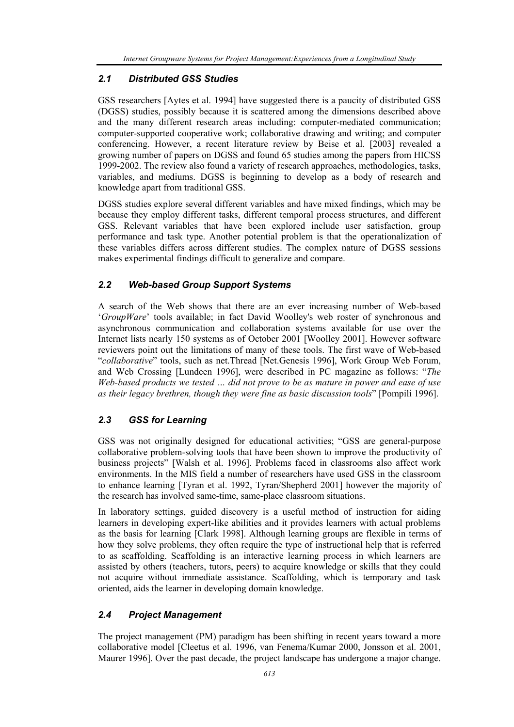### *2.1 Distributed GSS Studies*

GSS researchers [Aytes et al. 1994] have suggested there is a paucity of distributed GSS (DGSS) studies, possibly because it is scattered among the dimensions described above and the many different research areas including: computer-mediated communication; computer-supported cooperative work; collaborative drawing and writing; and computer conferencing. However, a recent literature review by Beise et al. [2003] revealed a growing number of papers on DGSS and found 65 studies among the papers from HICSS 1999-2002. The review also found a variety of research approaches, methodologies, tasks, variables, and mediums. DGSS is beginning to develop as a body of research and knowledge apart from traditional GSS.

DGSS studies explore several different variables and have mixed findings, which may be because they employ different tasks, different temporal process structures, and different GSS. Relevant variables that have been explored include user satisfaction, group performance and task type. Another potential problem is that the operationalization of these variables differs across different studies. The complex nature of DGSS sessions makes experimental findings difficult to generalize and compare.

### *2.2 Web-based Group Support Systems*

A search of the Web shows that there are an ever increasing number of Web-based '*GroupWare*' tools available; in fact David Woolley's web roster of synchronous and asynchronous communication and collaboration systems available for use over the Internet lists nearly 150 systems as of October 2001 [Woolley 2001]. However software reviewers point out the limitations of many of these tools. The first wave of Web-based "*collaborative*" tools, such as net.Thread [Net.Genesis 1996], Work Group Web Forum, and Web Crossing [Lundeen 1996], were described in PC magazine as follows: "*The Web-based products we tested … did not prove to be as mature in power and ease of use as their legacy brethren, though they were fine as basic discussion tools*" [Pompili 1996].

### *2.3 GSS for Learning*

GSS was not originally designed for educational activities; "GSS are general-purpose collaborative problem-solving tools that have been shown to improve the productivity of business projects" [Walsh et al. 1996]. Problems faced in classrooms also affect work environments. In the MIS field a number of researchers have used GSS in the classroom to enhance learning [Tyran et al. 1992, Tyran/Shepherd 2001] however the majority of the research has involved same-time, same-place classroom situations.

In laboratory settings, guided discovery is a useful method of instruction for aiding learners in developing expert-like abilities and it provides learners with actual problems as the basis for learning [Clark 1998]. Although learning groups are flexible in terms of how they solve problems, they often require the type of instructional help that is referred to as scaffolding. Scaffolding is an interactive learning process in which learners are assisted by others (teachers, tutors, peers) to acquire knowledge or skills that they could not acquire without immediate assistance. Scaffolding, which is temporary and task oriented, aids the learner in developing domain knowledge.

### *2.4 Project Management*

The project management (PM) paradigm has been shifting in recent years toward a more collaborative model [Cleetus et al. 1996, van Fenema/Kumar 2000, Jonsson et al. 2001, Maurer 1996]. Over the past decade, the project landscape has undergone a major change.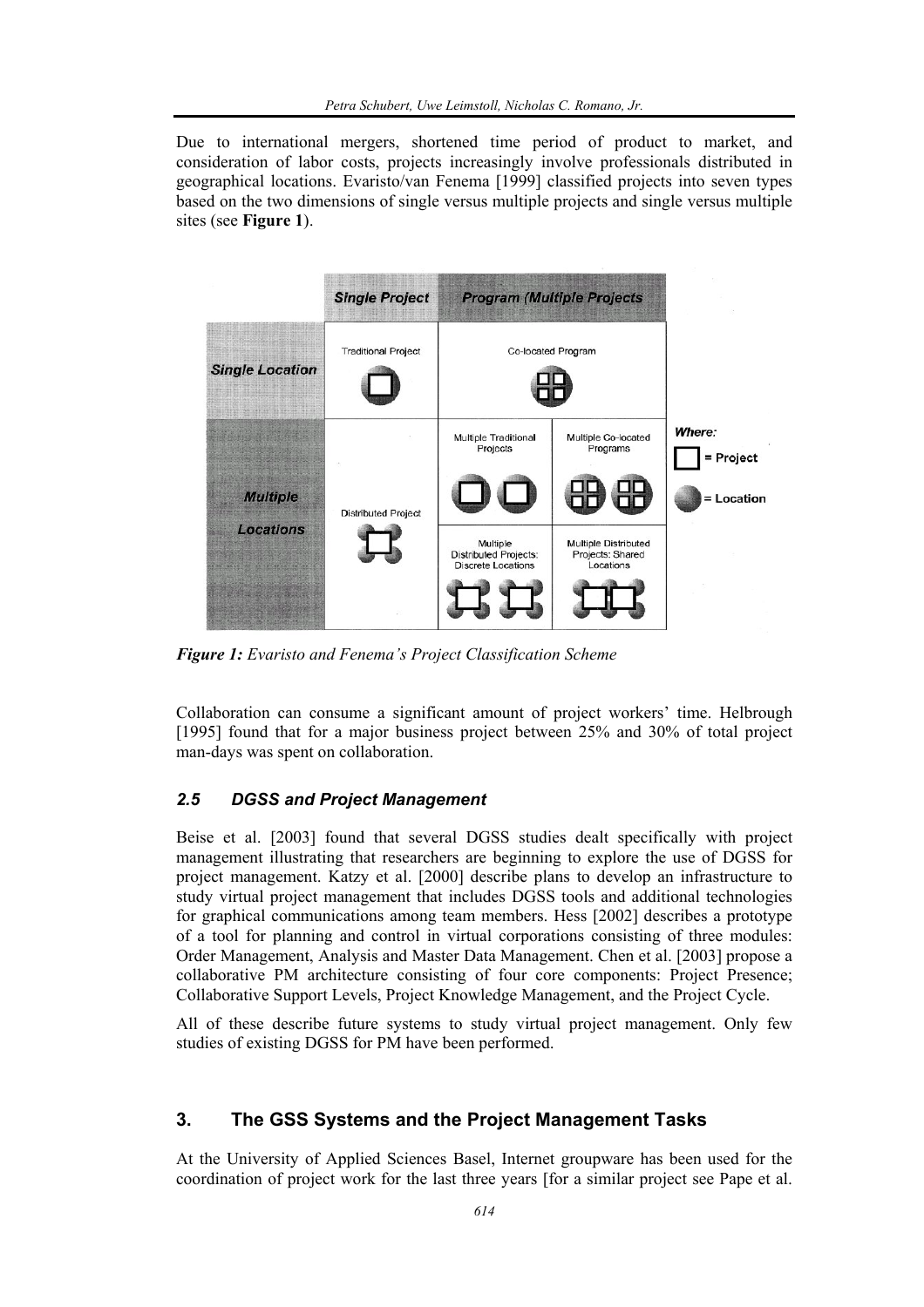Due to international mergers, shortened time period of product to market, and consideration of labor costs, projects increasingly involve professionals distributed in geographical locations. Evaristo/van Fenema [1999] classified projects into seven types based on the two dimensions of single versus multiple projects and single versus multiple sites (see **Figure 1**).

| | Single Project | Program (Multiple Projects | |
|---|---|---|---|
| Single Location | Traditional Project | Co-located Program | |
| Multiple Locations | Distributed Project | Multiple Traditional Projects | Multiple Co-located Programs |
| | | Multiple Distributed Projects: Discrete Locations | Multiple Distributed Projects: Shared Locations |

Where: □ = Project; ● = Location

***Figure 1:*** *Evaristo and Fenema's Project Classification Scheme*

Collaboration can consume a significant amount of project workers' time. Helbrough [1995] found that for a major business project between 25% and 30% of total project man-days was spent on collaboration.

### *2.5 DGSS and Project Management*

Beise et al. [2003] found that several DGSS studies dealt specifically with project management illustrating that researchers are beginning to explore the use of DGSS for project management. Katzy et al. [2000] describe plans to develop an infrastructure to study virtual project management that includes DGSS tools and additional technologies for graphical communications among team members. Hess [2002] describes a prototype of a tool for planning and control in virtual corporations consisting of three modules: Order Management, Analysis and Master Data Management. Chen et al. [2003] propose a collaborative PM architecture consisting of four core components: Project Presence; Collaborative Support Levels, Project Knowledge Management, and the Project Cycle.

All of these describe future systems to study virtual project management. Only few studies of existing DGSS for PM have been performed.

## 3. The GSS Systems and the Project Management Tasks

At the University of Applied Sciences Basel, Internet groupware has been used for the coordination of project work for the last three years [for a similar project see Pape et al.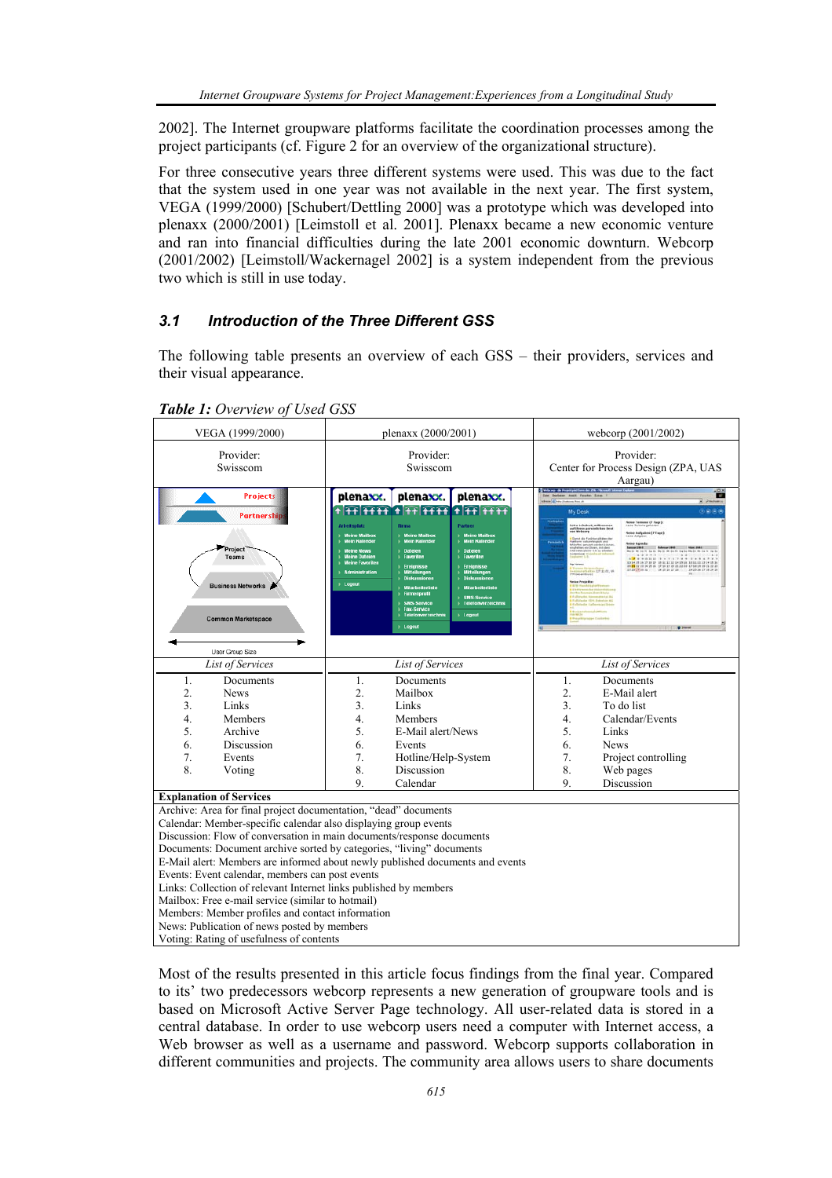2002]. The Internet groupware platforms facilitate the coordination processes among the project participants (cf. Figure 2 for an overview of the organizational structure).

For three consecutive years three different systems were used. This was due to the fact that the system used in one year was not available in the next year. The first system, VEGA (1999/2000) [Schubert/Dettling 2000] was a prototype which was developed into plenaxx (2000/2001) [Leimstoll et al. 2001]. Plenaxx became a new economic venture and ran into financial difficulties during the late 2001 economic downturn. Webcorp (2001/2002) [Leimstoll/Wackernagel 2002] is a system independent from the previous two which is still in use today.

### 3.1 Introduction of the Three Different GSS

The following table presents an overview of each GSS – their providers, services and their visual appearance.

***Table 1:*** *Overview of Used GSS*

| VEGA (1999/2000) | plenaxx (2000/2001) | webcorp (2001/2002) |
|---|---|---|
| Provider: Swisscom | Provider: Swisscom | Provider: Center for Process Design (ZPA, UAS Aargau) |
| | | |
| *List of Services* | *List of Services* | *List of Services* |
| 1. Documents | 1. Documents | 1. Documents |
| 2. News | 2. Mailbox | 2. E-Mail alert |
| 3. Links | 3. Links | 3. To do list |
| 4. Members | 4. Members | 4. Calendar/Events |
| 5. Archive | 5. E-Mail alert/News | 5. Links |
| 6. Discussion | 6. Events | 6. News |
| 7. Events | 7. Hotline/Help-System | 7. Project controlling |
| 8. Voting | 8. Discussion | 8. Web pages |
| | 9. Calendar | 9. Discussion |

**Explanation of Services**

Archive: Area for final project documentation, "dead" documents
Calendar: Member-specific calendar also displaying group events
Discussion: Flow of conversation in main documents/response documents
Documents: Document archive sorted by categories, "living" documents
E-Mail alert: Members are informed about newly published documents and events
Events: Event calendar, members can post events
Links: Collection of relevant Internet links published by members
Mailbox: Free e-mail service (similar to hotmail)
Members: Member profiles and contact information
News: Publication of news posted by members
Voting: Rating of usefulness of contents

Most of the results presented in this article focus findings from the final year. Compared to its' two predecessors webcorp represents a new generation of groupware tools and is based on Microsoft Active Server Page technology. All user-related data is stored in a central database. In order to use webcorp users need a computer with Internet access, a Web browser as well as a username and password. Webcorp supports collaboration in different communities and projects. The community area allows users to share documents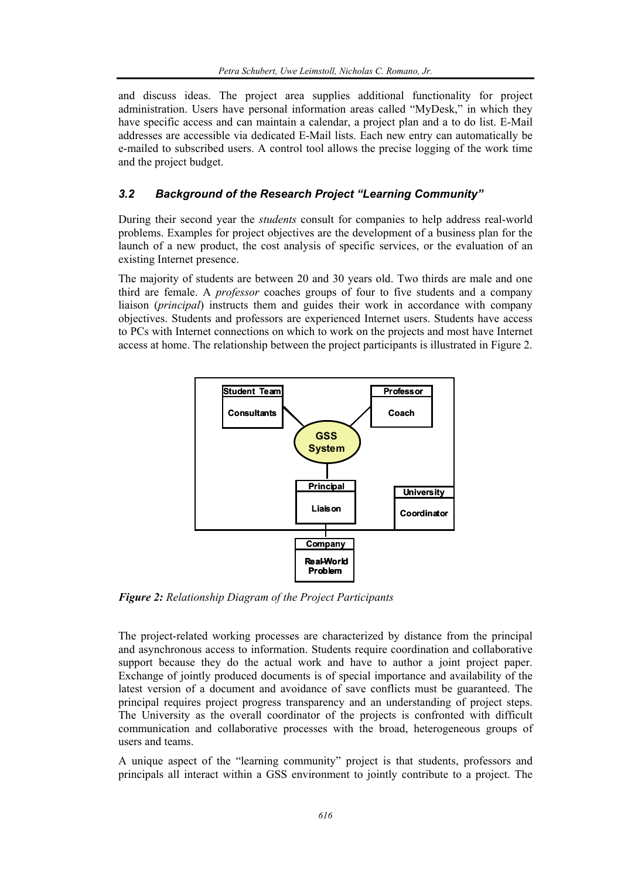and discuss ideas. The project area supplies additional functionality for project administration. Users have personal information areas called "MyDesk," in which they have specific access and can maintain a calendar, a project plan and a to do list. E-Mail addresses are accessible via dedicated E-Mail lists. Each new entry can automatically be e-mailed to subscribed users. A control tool allows the precise logging of the work time and the project budget.

### *3.2 Background of the Research Project "Learning Community"*

During their second year the *students* consult for companies to help address real-world problems. Examples for project objectives are the development of a business plan for the launch of a new product, the cost analysis of specific services, or the evaluation of an existing Internet presence.

The majority of students are between 20 and 30 years old. Two thirds are male and one third are female. A *professor* coaches groups of four to five students and a company liaison (*principal*) instructs them and guides their work in accordance with company objectives. Students and professors are experienced Internet users. Students have access to PCs with Internet connections on which to work on the projects and most have Internet access at home. The relationship between the project participants is illustrated in Figure 2.

***Figure 2:*** *Relationship Diagram of the Project Participants*

The project-related working processes are characterized by distance from the principal and asynchronous access to information. Students require coordination and collaborative support because they do the actual work and have to author a joint project paper. Exchange of jointly produced documents is of special importance and availability of the latest version of a document and avoidance of save conflicts must be guaranteed. The principal requires project progress transparency and an understanding of project steps. The University as the overall coordinator of the projects is confronted with difficult communication and collaborative processes with the broad, heterogeneous groups of users and teams.

A unique aspect of the "learning community" project is that students, professors and principals all interact within a GSS environment to jointly contribute to a project. The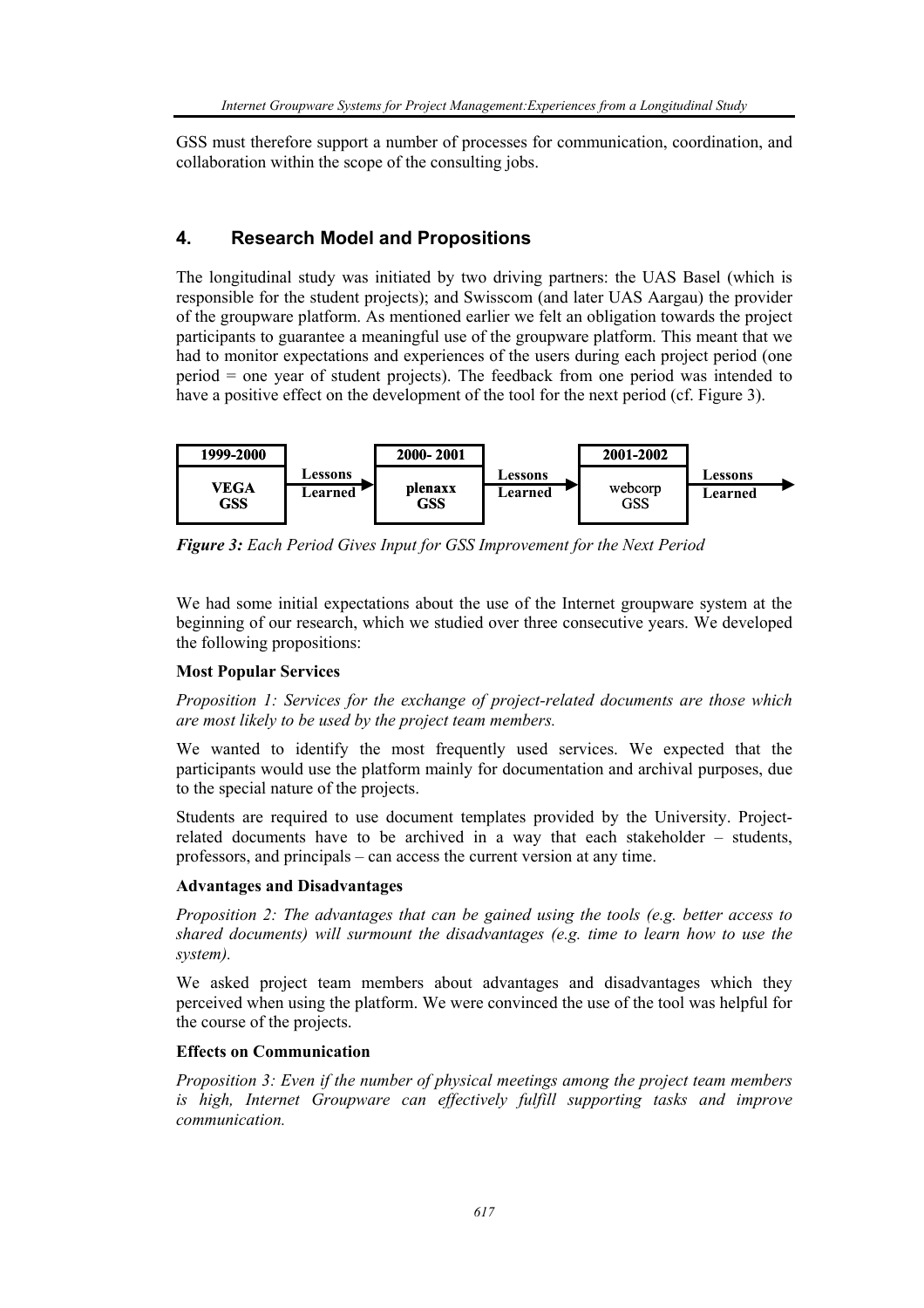GSS must therefore support a number of processes for communication, coordination, and collaboration within the scope of the consulting jobs.

## 4. Research Model and Propositions

The longitudinal study was initiated by two driving partners: the UAS Basel (which is responsible for the student projects); and Swisscom (and later UAS Aargau) the provider of the groupware platform. As mentioned earlier we felt an obligation towards the project participants to guarantee a meaningful use of the groupware platform. This meant that we had to monitor expectations and experiences of the users during each project period (one period = one year of student projects). The feedback from one period was intended to have a positive effect on the development of the tool for the next period (cf. Figure 3).

| 1999-2000 | | 2000- 2001 | | 2001-2002 | |
|---|---|---|---|---|---|
| VEGA GSS | Lessons Learned → | plenaxx GSS | Lessons Learned → | webcorp GSS | Lessons Learned → |

***Figure 3:*** *Each Period Gives Input for GSS Improvement for the Next Period*

We had some initial expectations about the use of the Internet groupware system at the beginning of our research, which we studied over three consecutive years. We developed the following propositions:

**Most Popular Services**

*Proposition 1: Services for the exchange of project-related documents are those which are most likely to be used by the project team members.*

We wanted to identify the most frequently used services. We expected that the participants would use the platform mainly for documentation and archival purposes, due to the special nature of the projects.

Students are required to use document templates provided by the University. Project-related documents have to be archived in a way that each stakeholder – students, professors, and principals – can access the current version at any time.

**Advantages and Disadvantages**

*Proposition 2: The advantages that can be gained using the tools (e.g. better access to shared documents) will surmount the disadvantages (e.g. time to learn how to use the system).*

We asked project team members about advantages and disadvantages which they perceived when using the platform. We were convinced the use of the tool was helpful for the course of the projects.

**Effects on Communication**

*Proposition 3: Even if the number of physical meetings among the project team members is high, Internet Groupware can effectively fulfill supporting tasks and improve communication.*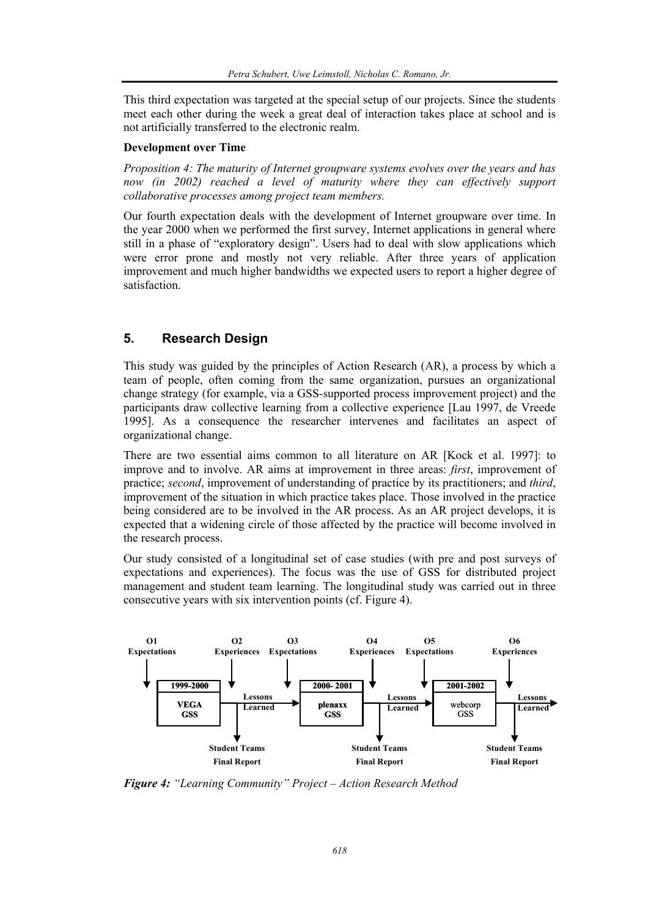This third expectation was targeted at the special setup of our projects. Since the students meet each other during the week a great deal of interaction takes place at school and is not artificially transferred to the electronic realm.

**Development over Time**

*Proposition 4: The maturity of Internet groupware systems evolves over the years and has now (in 2002) reached a level of maturity where they can effectively support collaborative processes among project team members.*

Our fourth expectation deals with the development of Internet groupware over time. In the year 2000 when we performed the first survey, Internet applications in general where still in a phase of "exploratory design". Users had to deal with slow applications which were error prone and mostly not very reliable. After three years of application improvement and much higher bandwidths we expected users to report a higher degree of satisfaction.

## 5. Research Design

This study was guided by the principles of Action Research (AR), a process by which a team of people, often coming from the same organization, pursues an organizational change strategy (for example, via a GSS-supported process improvement project) and the participants draw collective learning from a collective experience [Lau 1997, de Vreede 1995]. As a consequence the researcher intervenes and facilitates an aspect of organizational change.

There are two essential aims common to all literature on AR [Kock et al. 1997]: to improve and to involve. AR aims at improvement in three areas: *first*, improvement of practice; *second*, improvement of understanding of practice by its practitioners; and *third*, improvement of the situation in which practice takes place. Those involved in the practice being considered are to be involved in the AR process. As an AR project develops, it is expected that a widening circle of those affected by the practice will become involved in the research process.

Our study consisted of a longitudinal set of case studies (with pre and post surveys of expectations and experiences). The focus was the use of GSS for distributed project management and student team learning. The longitudinal study was carried out in three consecutive years with six intervention points (cf. Figure 4).

O1 Expectations → **1999-2000 VEGA GSS** → O2 Experiences → Lessons Learned / Student Teams Final Report → O3 Expectations → **2000- 2001 plenaxx GSS** → O4 Experiences → Lessons Learned / Student Teams Final Report → O5 Expectations → **2001-2002 webcorp GSS** → O6 Experiences → Lessons Learned / Student Teams Final Report

***Figure 4:*** *"Learning Community" Project – Action Research Method*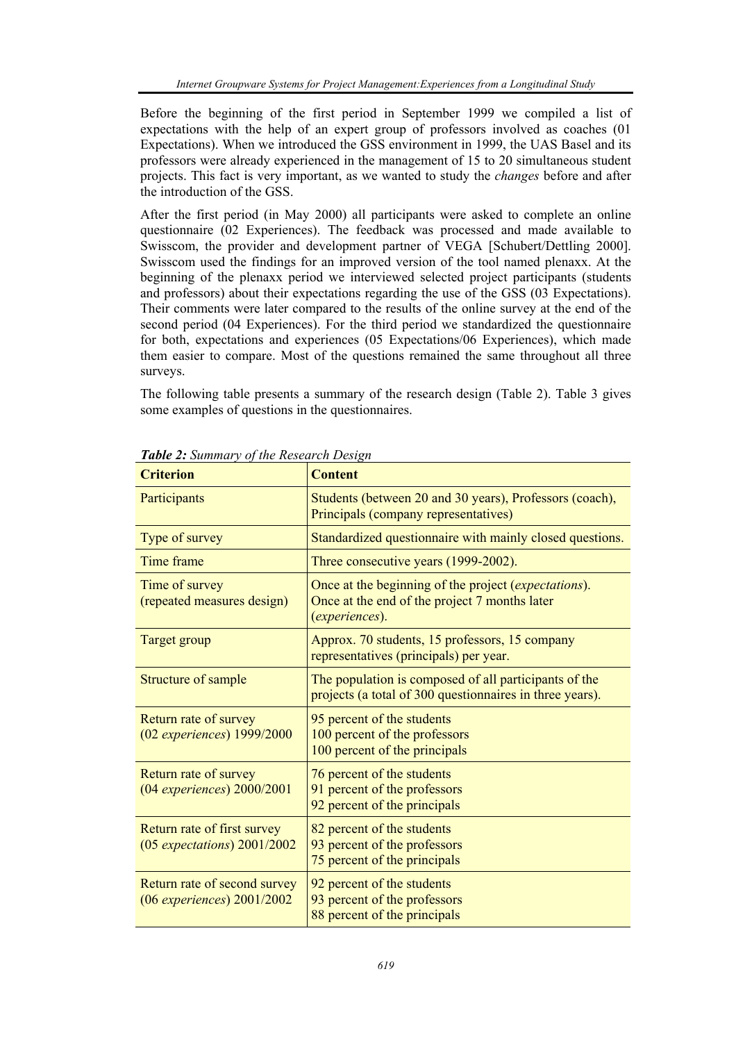Before the beginning of the first period in September 1999 we compiled a list of expectations with the help of an expert group of professors involved as coaches (01 Expectations). When we introduced the GSS environment in 1999, the UAS Basel and its professors were already experienced in the management of 15 to 20 simultaneous student projects. This fact is very important, as we wanted to study the *changes* before and after the introduction of the GSS.

After the first period (in May 2000) all participants were asked to complete an online questionnaire (02 Experiences). The feedback was processed and made available to Swisscom, the provider and development partner of VEGA [Schubert/Dettling 2000]. Swisscom used the findings for an improved version of the tool named plenaxx. At the beginning of the plenaxx period we interviewed selected project participants (students and professors) about their expectations regarding the use of the GSS (03 Expectations). Their comments were later compared to the results of the online survey at the end of the second period (04 Experiences). For the third period we standardized the questionnaire for both, expectations and experiences (05 Expectations/06 Experiences), which made them easier to compare. Most of the questions remained the same throughout all three surveys.

The following table presents a summary of the research design (Table 2). Table 3 gives some examples of questions in the questionnaires.

***Table 2:*** *Summary of the Research Design*

| **Criterion** | **Content** |
|---|---|
| Participants | Students (between 20 and 30 years), Professors (coach), Principals (company representatives) |
| Type of survey | Standardized questionnaire with mainly closed questions. |
| Time frame | Three consecutive years (1999-2002). |
| Time of survey (repeated measures design) | Once at the beginning of the project (*expectations*). Once at the end of the project 7 months later (*experiences*). |
| Target group | Approx. 70 students, 15 professors, 15 company representatives (principals) per year. |
| Structure of sample | The population is composed of all participants of the projects (a total of 300 questionnaires in three years). |
| Return rate of survey (02 *experiences*) 1999/2000 | 95 percent of the students<br>100 percent of the professors<br>100 percent of the principals |
| Return rate of survey (04 *experiences*) 2000/2001 | 76 percent of the students<br>91 percent of the professors<br>92 percent of the principals |
| Return rate of first survey (05 *expectations*) 2001/2002 | 82 percent of the students<br>93 percent of the professors<br>75 percent of the principals |
| Return rate of second survey (06 *experiences*) 2001/2002 | 92 percent of the students<br>93 percent of the professors<br>88 percent of the principals |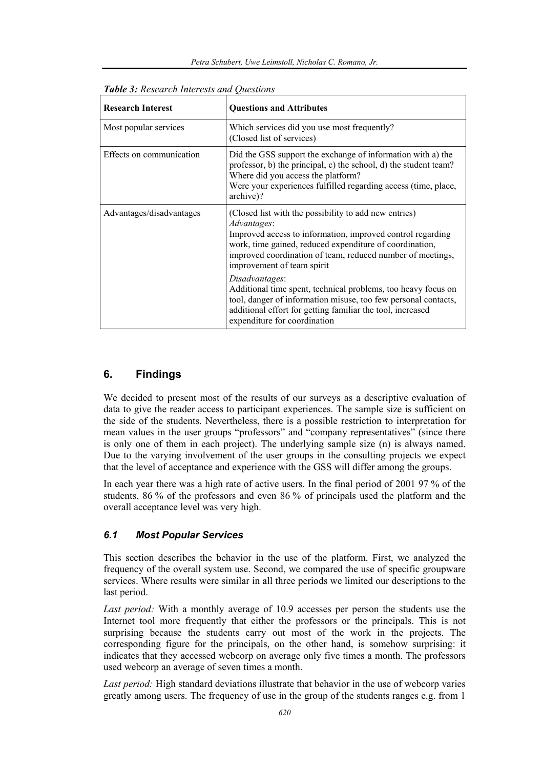*Table 3: Research Interests and Questions*

| Research Interest | Questions and Attributes |
|---|---|
| Most popular services | Which services did you use most frequently?<br>(Closed list of services) |
| Effects on communication | Did the GSS support the exchange of information with a) the professor, b) the principal, c) the school, d) the student team?<br>Where did you access the platform?<br>Were your experiences fulfilled regarding access (time, place, archive)? |
| Advantages/disadvantages | (Closed list with the possibility to add new entries)<br>*Advantages*:<br>Improved access to information, improved control regarding work, time gained, reduced expenditure of coordination, improved coordination of team, reduced number of meetings, improvement of team spirit<br>*Disadvantages*:<br>Additional time spent, technical problems, too heavy focus on tool, danger of information misuse, too few personal contacts, additional effort for getting familiar the tool, increased expenditure for coordination |

## 6. Findings

We decided to present most of the results of our surveys as a descriptive evaluation of data to give the reader access to participant experiences. The sample size is sufficient on the side of the students. Nevertheless, there is a possible restriction to interpretation for mean values in the user groups "professors" and "company representatives" (since there is only one of them in each project). The underlying sample size (n) is always named. Due to the varying involvement of the user groups in the consulting projects we expect that the level of acceptance and experience with the GSS will differ among the groups.

In each year there was a high rate of active users. In the final period of 2001 97 % of the students, 86 % of the professors and even 86 % of principals used the platform and the overall acceptance level was very high.

### 6.1 Most Popular Services

This section describes the behavior in the use of the platform. First, we analyzed the frequency of the overall system use. Second, we compared the use of specific groupware services. Where results were similar in all three periods we limited our descriptions to the last period.

*Last period:* With a monthly average of 10.9 accesses per person the students use the Internet tool more frequently that either the professors or the principals. This is not surprising because the students carry out most of the work in the projects. The corresponding figure for the principals, on the other hand, is somehow surprising: it indicates that they accessed webcorp on average only five times a month. The professors used webcorp an average of seven times a month.

*Last period:* High standard deviations illustrate that behavior in the use of webcorp varies greatly among users. The frequency of use in the group of the students ranges e.g. from 1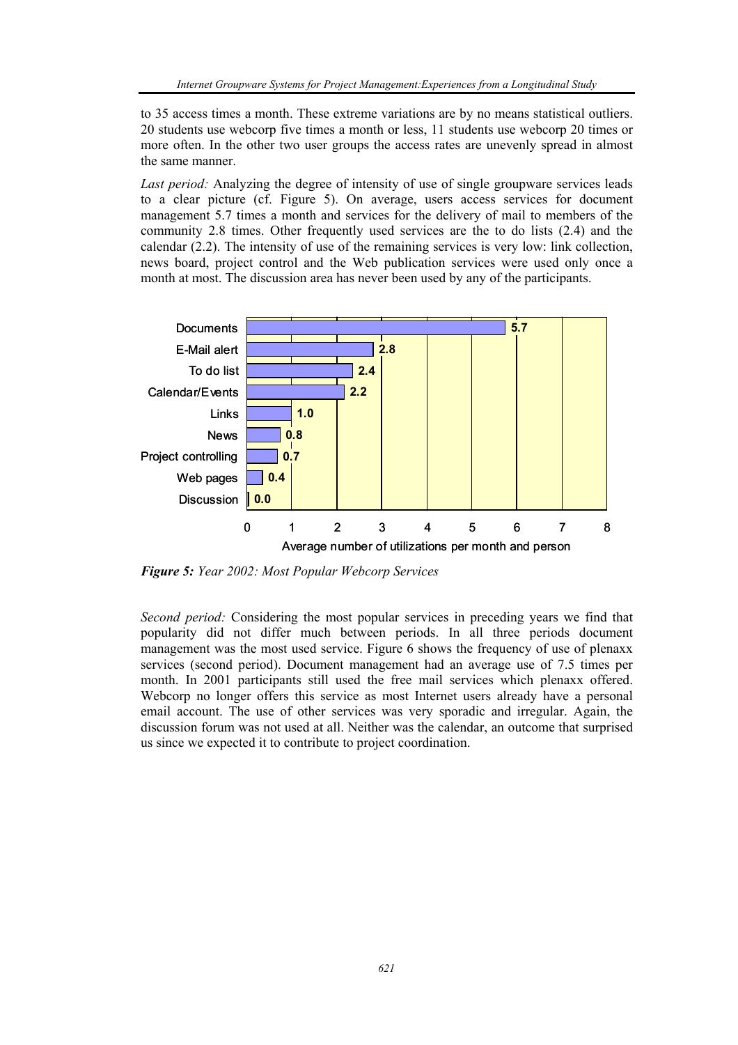to 35 access times a month. These extreme variations are by no means statistical outliers. 20 students use webcorp five times a month or less, 11 students use webcorp 20 times or more often. In the other two user groups the access rates are unevenly spread in almost the same manner.

*Last period:* Analyzing the degree of intensity of use of single groupware services leads to a clear picture (cf. Figure 5). On average, users access services for document management 5.7 times a month and services for the delivery of mail to members of the community 2.8 times. Other frequently used services are the to do lists (2.4) and the calendar (2.2). The intensity of use of the remaining services is very low: link collection, news board, project control and the Web publication services were used only once a month at most. The discussion area has never been used by any of the participants.

| Service | Average number of utilizations per month and person |
|---|---|
| Documents | 5.7 |
| E-Mail alert | 2.8 |
| To do list | 2.4 |
| Calendar/Events | 2.2 |
| Links | 1.0 |
| News | 0.8 |
| Project controlling | 0.7 |
| Web pages | 0.4 |
| Discussion | 0.0 |

***Figure 5:*** *Year 2002: Most Popular Webcorp Services*

*Second period:* Considering the most popular services in preceding years we find that popularity did not differ much between periods. In all three periods document management was the most used service. Figure 6 shows the frequency of use of plenaxx services (second period). Document management had an average use of 7.5 times per month. In 2001 participants still used the free mail services which plenaxx offered. Webcorp no longer offers this service as most Internet users already have a personal email account. The use of other services was very sporadic and irregular. Again, the discussion forum was not used at all. Neither was the calendar, an outcome that surprised us since we expected it to contribute to project coordination.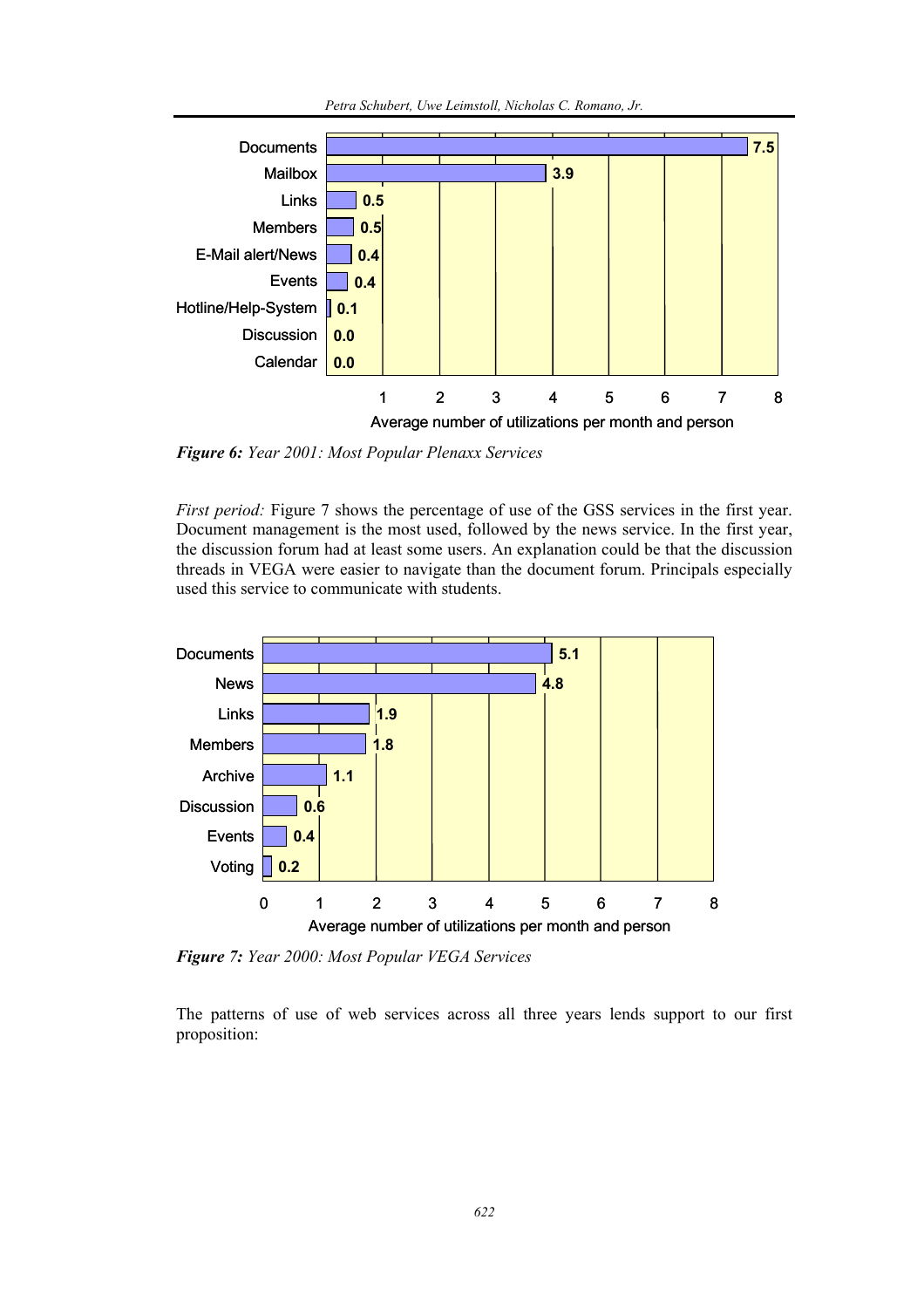| Service | Average number of utilizations per month and person |
|---|---|
| Documents | 7.5 |
| Mailbox | 3.9 |
| Links | 0.5 |
| Members | 0.5 |
| E-Mail alert/News | 0.4 |
| Events | 0.4 |
| Hotline/Help-System | 0.1 |
| Discussion | 0.0 |
| Calendar | 0.0 |

***Figure 6:*** *Year 2001: Most Popular Plenaxx Services*

*First period:* Figure 7 shows the percentage of use of the GSS services in the first year. Document management is the most used, followed by the news service. In the first year, the discussion forum had at least some users. An explanation could be that the discussion threads in VEGA were easier to navigate than the document forum. Principals especially used this service to communicate with students.

| Service | Average number of utilizations per month and person |
|---|---|
| Documents | 5.1 |
| News | 4.8 |
| Links | 1.9 |
| Members | 1.8 |
| Archive | 1.1 |
| Discussion | 0.6 |
| Events | 0.4 |
| Voting | 0.2 |

***Figure 7:*** *Year 2000: Most Popular VEGA Services*

The patterns of use of web services across all three years lends support to our first proposition: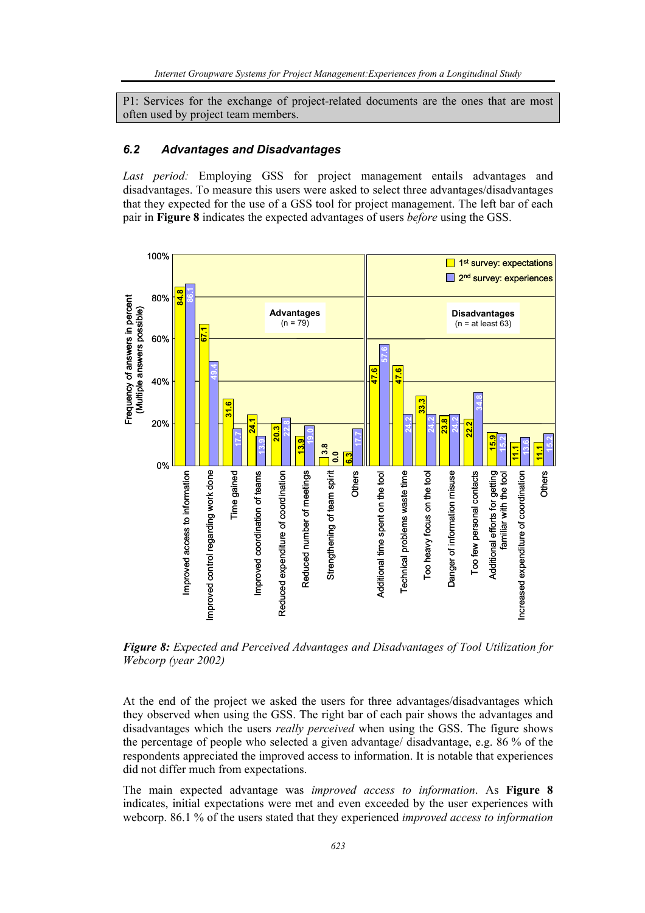P1: Services for the exchange of project-related documents are the ones that are most often used by project team members.

### 6.2 Advantages and Disadvantages

*Last period:* Employing GSS for project management entails advantages and disadvantages. To measure this users were asked to select three advantages/disadvantages that they expected for the use of a GSS tool for project management. The left bar of each pair in **Figure 8** indicates the expected advantages of users *before* using the GSS.

***Figure 8:*** *Expected and Perceived Advantages and Disadvantages of Tool Utilization for Webcorp (year 2002)*

At the end of the project we asked the users for three advantages/disadvantages which they observed when using the GSS. The right bar of each pair shows the advantages and disadvantages which the users *really perceived* when using the GSS. The figure shows the percentage of people who selected a given advantage/ disadvantage, e.g. 86 % of the respondents appreciated the improved access to information. It is notable that experiences did not differ much from expectations.

The main expected advantage was *improved access to information*. As **Figure 8** indicates, initial expectations were met and even exceeded by the user experiences with webcorp. 86.1 % of the users stated that they experienced *improved access to information*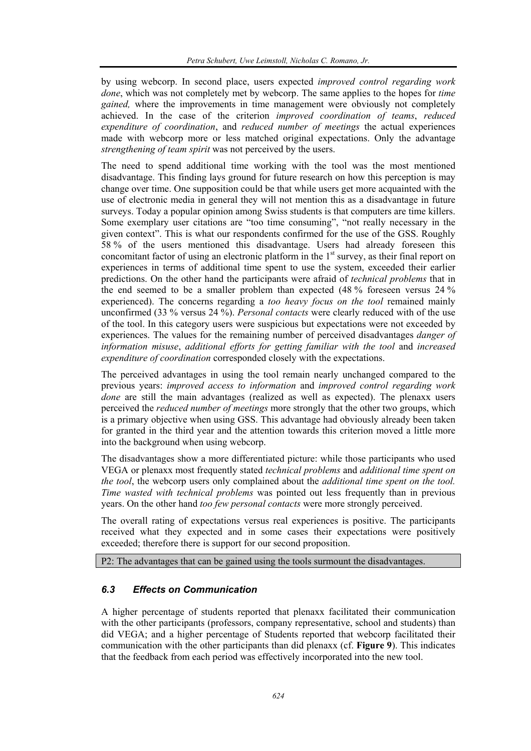by using webcorp. In second place, users expected *improved control regarding work done*, which was not completely met by webcorp. The same applies to the hopes for *time gained,* where the improvements in time management were obviously not completely achieved. In the case of the criterion *improved coordination of teams*, *reduced expenditure of coordination*, and *reduced number of meetings* the actual experiences made with webcorp more or less matched original expectations. Only the advantage *strengthening of team spirit* was not perceived by the users.

The need to spend additional time working with the tool was the most mentioned disadvantage. This finding lays ground for future research on how this perception is may change over time. One supposition could be that while users get more acquainted with the use of electronic media in general they will not mention this as a disadvantage in future surveys. Today a popular opinion among Swiss students is that computers are time killers. Some exemplary user citations are "too time consuming", "not really necessary in the given context". This is what our respondents confirmed for the use of the GSS. Roughly 58 % of the users mentioned this disadvantage. Users had already foreseen this concomitant factor of using an electronic platform in the 1st survey, as their final report on experiences in terms of additional time spent to use the system, exceeded their earlier predictions. On the other hand the participants were afraid of *technical problems* that in the end seemed to be a smaller problem than expected (48 % foreseen versus 24 % experienced). The concerns regarding a *too heavy focus on the tool* remained mainly unconfirmed (33 % versus 24 %). *Personal contacts* were clearly reduced with of the use of the tool. In this category users were suspicious but expectations were not exceeded by experiences. The values for the remaining number of perceived disadvantages *danger of information misuse*, *additional efforts for getting familiar with the tool* and *increased expenditure of coordination* corresponded closely with the expectations.

The perceived advantages in using the tool remain nearly unchanged compared to the previous years: *improved access to information* and *improved control regarding work done* are still the main advantages (realized as well as expected). The plenaxx users perceived the *reduced number of meetings* more strongly that the other two groups, which is a primary objective when using GSS. This advantage had obviously already been taken for granted in the third year and the attention towards this criterion moved a little more into the background when using webcorp.

The disadvantages show a more differentiated picture: while those participants who used VEGA or plenaxx most frequently stated *technical problems* and *additional time spent on the tool*, the webcorp users only complained about the *additional time spent on the tool. Time wasted with technical problems* was pointed out less frequently than in previous years. On the other hand *too few personal contacts* were more strongly perceived.

The overall rating of expectations versus real experiences is positive. The participants received what they expected and in some cases their expectations were positively exceeded; therefore there is support for our second proposition.

P2: The advantages that can be gained using the tools surmount the disadvantages.

### *6.3 Effects on Communication*

A higher percentage of students reported that plenaxx facilitated their communication with the other participants (professors, company representative, school and students) than did VEGA; and a higher percentage of Students reported that webcorp facilitated their communication with the other participants than did plenaxx (cf. **Figure 9**). This indicates that the feedback from each period was effectively incorporated into the new tool.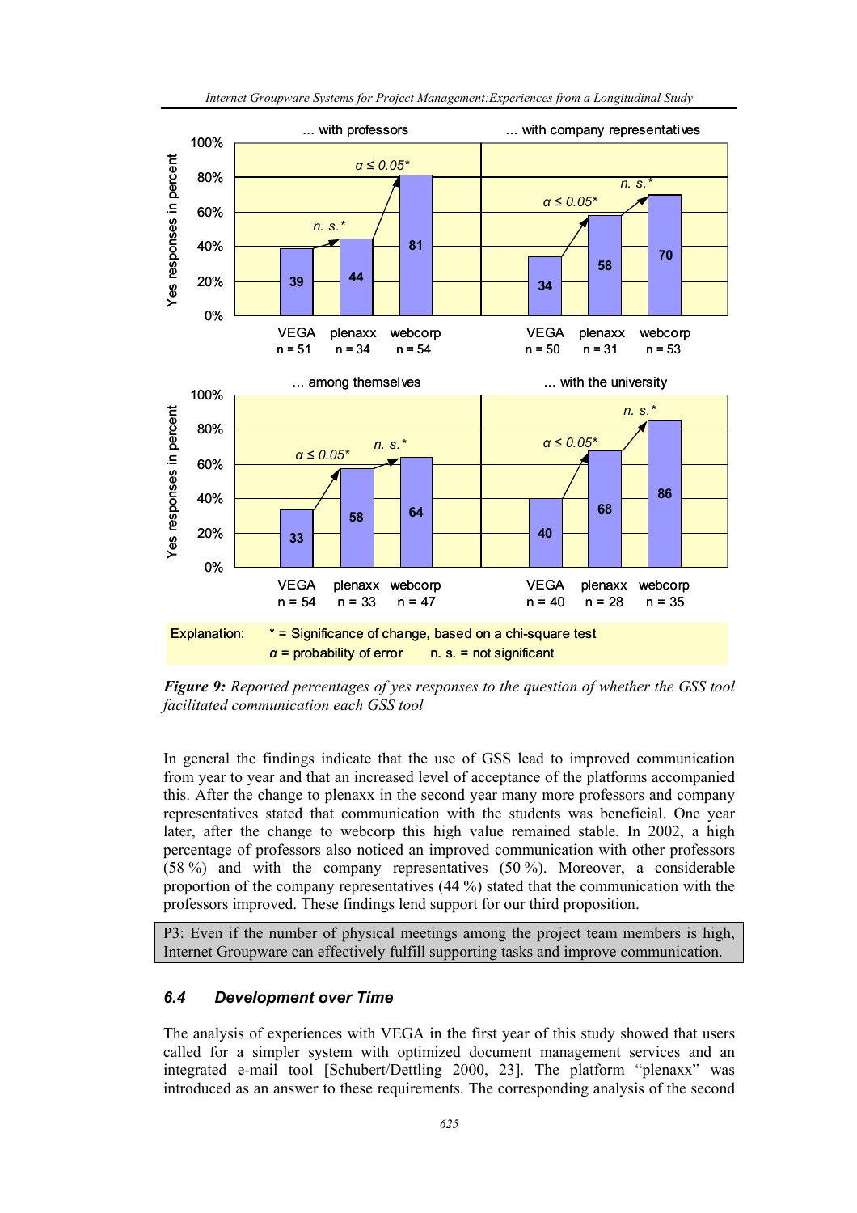**Figure 9:** *Reported percentages of yes responses to the question of whether the GSS tool facilitated communication each GSS tool*

In general the findings indicate that the use of GSS lead to improved communication from year to year and that an increased level of acceptance of the platforms accompanied this. After the change to plenaxx in the second year many more professors and company representatives stated that communication with the students was beneficial. One year later, after the change to webcorp this high value remained stable. In 2002, a high percentage of professors also noticed an improved communication with other professors (58 %) and with the company representatives (50 %). Moreover, a considerable proportion of the company representatives (44 %) stated that the communication with the professors improved. These findings lend support for our third proposition.

> P3: Even if the number of physical meetings among the project team members is high, Internet Groupware can effectively fulfill supporting tasks and improve communication.

### *6.4 Development over Time*

The analysis of experiences with VEGA in the first year of this study showed that users called for a simpler system with optimized document management services and an integrated e-mail tool [Schubert/Dettling 2000, 23]. The platform "plenaxx" was introduced as an answer to these requirements. The corresponding analysis of the second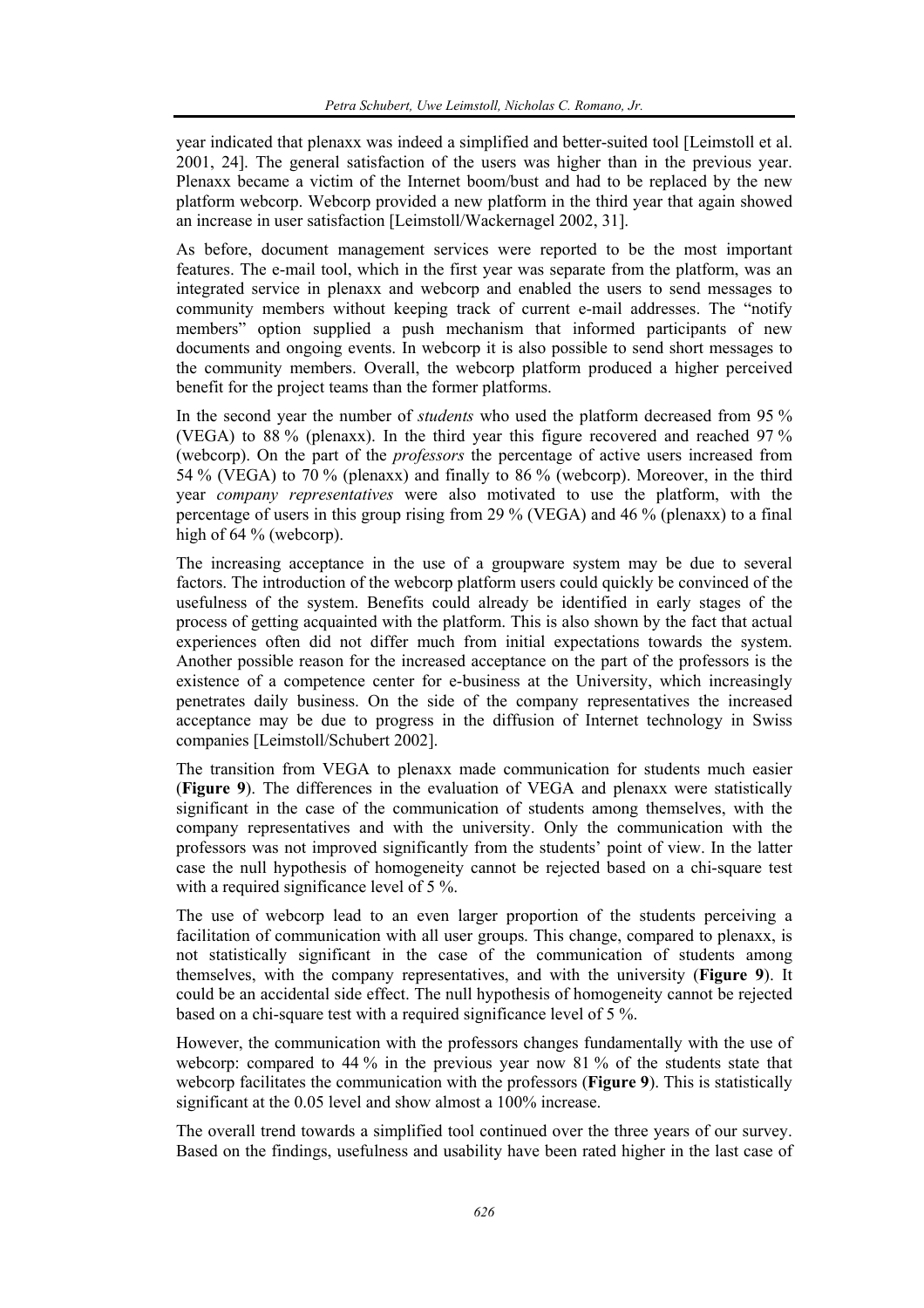year indicated that plenaxx was indeed a simplified and better-suited tool [Leimstoll et al. 2001, 24]. The general satisfaction of the users was higher than in the previous year. Plenaxx became a victim of the Internet boom/bust and had to be replaced by the new platform webcorp. Webcorp provided a new platform in the third year that again showed an increase in user satisfaction [Leimstoll/Wackernagel 2002, 31].

As before, document management services were reported to be the most important features. The e-mail tool, which in the first year was separate from the platform, was an integrated service in plenaxx and webcorp and enabled the users to send messages to community members without keeping track of current e-mail addresses. The "notify members" option supplied a push mechanism that informed participants of new documents and ongoing events. In webcorp it is also possible to send short messages to the community members. Overall, the webcorp platform produced a higher perceived benefit for the project teams than the former platforms.

In the second year the number of *students* who used the platform decreased from 95 % (VEGA) to 88 % (plenaxx). In the third year this figure recovered and reached 97 % (webcorp). On the part of the *professors* the percentage of active users increased from 54 % (VEGA) to 70 % (plenaxx) and finally to 86 % (webcorp). Moreover, in the third year *company representatives* were also motivated to use the platform, with the percentage of users in this group rising from 29 % (VEGA) and 46 % (plenaxx) to a final high of 64 % (webcorp).

The increasing acceptance in the use of a groupware system may be due to several factors. The introduction of the webcorp platform users could quickly be convinced of the usefulness of the system. Benefits could already be identified in early stages of the process of getting acquainted with the platform. This is also shown by the fact that actual experiences often did not differ much from initial expectations towards the system. Another possible reason for the increased acceptance on the part of the professors is the existence of a competence center for e-business at the University, which increasingly penetrates daily business. On the side of the company representatives the increased acceptance may be due to progress in the diffusion of Internet technology in Swiss companies [Leimstoll/Schubert 2002].

The transition from VEGA to plenaxx made communication for students much easier (**Figure 9**). The differences in the evaluation of VEGA and plenaxx were statistically significant in the case of the communication of students among themselves, with the company representatives and with the university. Only the communication with the professors was not improved significantly from the students' point of view. In the latter case the null hypothesis of homogeneity cannot be rejected based on a chi-square test with a required significance level of 5 %.

The use of webcorp lead to an even larger proportion of the students perceiving a facilitation of communication with all user groups. This change, compared to plenaxx, is not statistically significant in the case of the communication of students among themselves, with the company representatives, and with the university (**Figure 9**). It could be an accidental side effect. The null hypothesis of homogeneity cannot be rejected based on a chi-square test with a required significance level of 5 %.

However, the communication with the professors changes fundamentally with the use of webcorp: compared to 44 % in the previous year now 81 % of the students state that webcorp facilitates the communication with the professors (**Figure 9**). This is statistically significant at the 0.05 level and show almost a 100% increase.

The overall trend towards a simplified tool continued over the three years of our survey. Based on the findings, usefulness and usability have been rated higher in the last case of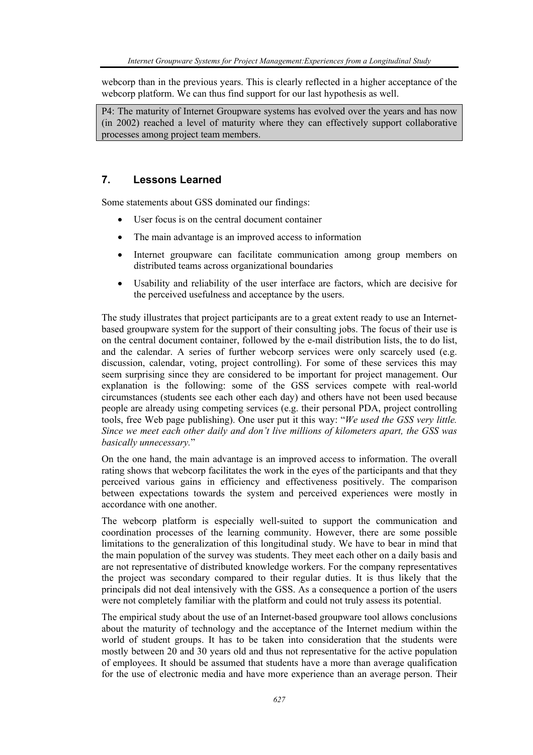webcorp than in the previous years. This is clearly reflected in a higher acceptance of the webcorp platform. We can thus find support for our last hypothesis as well.

> P4: The maturity of Internet Groupware systems has evolved over the years and has now (in 2002) reached a level of maturity where they can effectively support collaborative processes among project team members.

## 7. Lessons Learned

Some statements about GSS dominated our findings:

- User focus is on the central document container
- The main advantage is an improved access to information
- Internet groupware can facilitate communication among group members on distributed teams across organizational boundaries
- Usability and reliability of the user interface are factors, which are decisive for the perceived usefulness and acceptance by the users.

The study illustrates that project participants are to a great extent ready to use an Internet-based groupware system for the support of their consulting jobs. The focus of their use is on the central document container, followed by the e-mail distribution lists, the to do list, and the calendar. A series of further webcorp services were only scarcely used (e.g. discussion, calendar, voting, project controlling). For some of these services this may seem surprising since they are considered to be important for project management. Our explanation is the following: some of the GSS services compete with real-world circumstances (students see each other each day) and others have not been used because people are already using competing services (e.g. their personal PDA, project controlling tools, free Web page publishing). One user put it this way: "*We used the GSS very little. Since we meet each other daily and don't live millions of kilometers apart, the GSS was basically unnecessary.*"

On the one hand, the main advantage is an improved access to information. The overall rating shows that webcorp facilitates the work in the eyes of the participants and that they perceived various gains in efficiency and effectiveness positively. The comparison between expectations towards the system and perceived experiences were mostly in accordance with one another.

The webcorp platform is especially well-suited to support the communication and coordination processes of the learning community. However, there are some possible limitations to the generalization of this longitudinal study. We have to bear in mind that the main population of the survey was students. They meet each other on a daily basis and are not representative of distributed knowledge workers. For the company representatives the project was secondary compared to their regular duties. It is thus likely that the principals did not deal intensively with the GSS. As a consequence a portion of the users were not completely familiar with the platform and could not truly assess its potential.

The empirical study about the use of an Internet-based groupware tool allows conclusions about the maturity of technology and the acceptance of the Internet medium within the world of student groups. It has to be taken into consideration that the students were mostly between 20 and 30 years old and thus not representative for the active population of employees. It should be assumed that students have a more than average qualification for the use of electronic media and have more experience than an average person. Their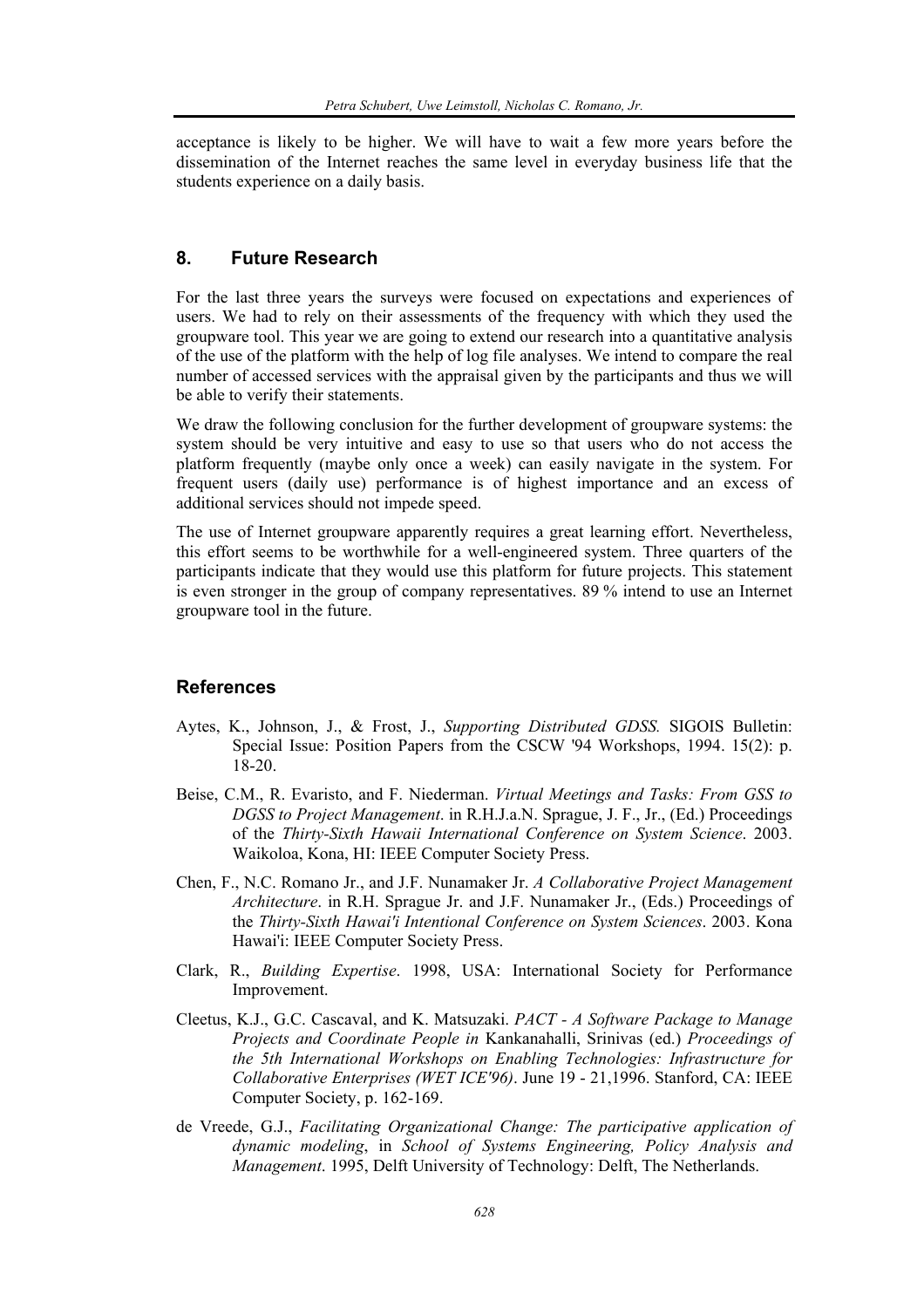acceptance is likely to be higher. We will have to wait a few more years before the dissemination of the Internet reaches the same level in everyday business life that the students experience on a daily basis.

## 8. Future Research

For the last three years the surveys were focused on expectations and experiences of users. We had to rely on their assessments of the frequency with which they used the groupware tool. This year we are going to extend our research into a quantitative analysis of the use of the platform with the help of log file analyses. We intend to compare the real number of accessed services with the appraisal given by the participants and thus we will be able to verify their statements.

We draw the following conclusion for the further development of groupware systems: the system should be very intuitive and easy to use so that users who do not access the platform frequently (maybe only once a week) can easily navigate in the system. For frequent users (daily use) performance is of highest importance and an excess of additional services should not impede speed.

The use of Internet groupware apparently requires a great learning effort. Nevertheless, this effort seems to be worthwhile for a well-engineered system. Three quarters of the participants indicate that they would use this platform for future projects. This statement is even stronger in the group of company representatives. 89 % intend to use an Internet groupware tool in the future.

## References

Aytes, K., Johnson, J., & Frost, J., *Supporting Distributed GDSS.* SIGOIS Bulletin: Special Issue: Position Papers from the CSCW '94 Workshops, 1994. 15(2): p. 18-20.

Beise, C.M., R. Evaristo, and F. Niederman. *Virtual Meetings and Tasks: From GSS to DGSS to Project Management*. in R.H.J.a.N. Sprague, J. F., Jr., (Ed.) Proceedings of the *Thirty-Sixth Hawaii International Conference on System Science*. 2003. Waikoloa, Kona, HI: IEEE Computer Society Press.

Chen, F., N.C. Romano Jr., and J.F. Nunamaker Jr. *A Collaborative Project Management Architecture*. in R.H. Sprague Jr. and J.F. Nunamaker Jr., (Eds.) Proceedings of the *Thirty-Sixth Hawai'i Intentional Conference on System Sciences*. 2003. Kona Hawai'i: IEEE Computer Society Press.

Clark, R., *Building Expertise*. 1998, USA: International Society for Performance Improvement.

Cleetus, K.J., G.C. Cascaval, and K. Matsuzaki. *PACT - A Software Package to Manage Projects and Coordinate People in* Kankanahalli, Srinivas (ed.) *Proceedings of the 5th International Workshops on Enabling Technologies: Infrastructure for Collaborative Enterprises (WET ICE'96)*. June 19 - 21,1996. Stanford, CA: IEEE Computer Society, p. 162-169.

de Vreede, G.J., *Facilitating Organizational Change: The participative application of dynamic modeling*, in *School of Systems Engineering, Policy Analysis and Management*. 1995, Delft University of Technology: Delft, The Netherlands.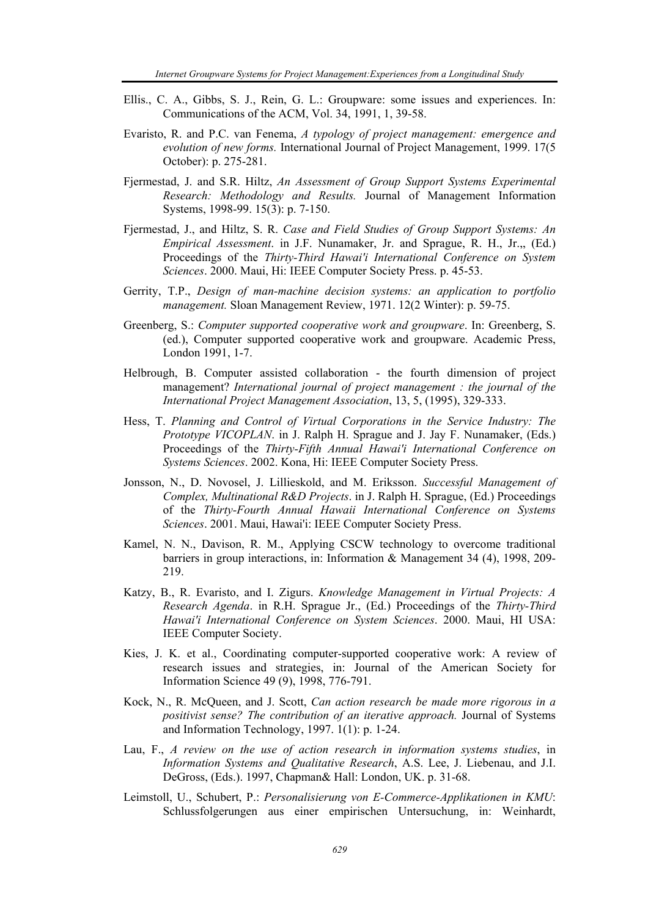Ellis., C. A., Gibbs, S. J., Rein, G. L.: Groupware: some issues and experiences. In: Communications of the ACM, Vol. 34, 1991, 1, 39-58.

Evaristo, R. and P.C. van Fenema, *A typology of project management: emergence and evolution of new forms.* International Journal of Project Management, 1999. 17(5 October): p. 275-281.

Fjermestad, J. and S.R. Hiltz, *An Assessment of Group Support Systems Experimental Research: Methodology and Results.* Journal of Management Information Systems, 1998-99. 15(3): p. 7-150.

Fjermestad, J., and Hiltz, S. R. *Case and Field Studies of Group Support Systems: An Empirical Assessment*. in J.F. Nunamaker, Jr. and Sprague, R. H., Jr.,, (Ed.) Proceedings of the *Thirty-Third Hawai'i International Conference on System Sciences*. 2000. Maui, Hi: IEEE Computer Society Press. p. 45-53.

Gerrity, T.P., *Design of man-machine decision systems: an application to portfolio management.* Sloan Management Review, 1971. 12(2 Winter): p. 59-75.

Greenberg, S.: *Computer supported cooperative work and groupware*. In: Greenberg, S. (ed.), Computer supported cooperative work and groupware. Academic Press, London 1991, 1-7.

Helbrough, B. Computer assisted collaboration - the fourth dimension of project management? *International journal of project management : the journal of the International Project Management Association*, 13, 5, (1995), 329-333.

Hess, T. *Planning and Control of Virtual Corporations in the Service Industry: The Prototype VICOPLAN*. in J. Ralph H. Sprague and J. Jay F. Nunamaker, (Eds.) Proceedings of the *Thirty-Fifth Annual Hawai'i International Conference on Systems Sciences*. 2002. Kona, Hi: IEEE Computer Society Press.

Jonsson, N., D. Novosel, J. Lillieskold, and M. Eriksson. *Successful Management of Complex, Multinational R&D Projects*. in J. Ralph H. Sprague, (Ed.) Proceedings of the *Thirty-Fourth Annual Hawaii International Conference on Systems Sciences*. 2001. Maui, Hawai'i: IEEE Computer Society Press.

Kamel, N. N., Davison, R. M., Applying CSCW technology to overcome traditional barriers in group interactions, in: Information & Management 34 (4), 1998, 209-219.

Katzy, B., R. Evaristo, and I. Zigurs. *Knowledge Management in Virtual Projects: A Research Agenda*. in R.H. Sprague Jr., (Ed.) Proceedings of the *Thirty-Third Hawai'i International Conference on System Sciences*. 2000. Maui, HI USA: IEEE Computer Society.

Kies, J. K. et al., Coordinating computer-supported cooperative work: A review of research issues and strategies, in: Journal of the American Society for Information Science 49 (9), 1998, 776-791.

Kock, N., R. McQueen, and J. Scott, *Can action research be made more rigorous in a positivist sense? The contribution of an iterative approach.* Journal of Systems and Information Technology, 1997. 1(1): p. 1-24.

Lau, F., *A review on the use of action research in information systems studies*, in *Information Systems and Qualitative Research*, A.S. Lee, J. Liebenau, and J.I. DeGross, (Eds.). 1997, Chapman& Hall: London, UK. p. 31-68.

Leimstoll, U., Schubert, P.: *Personalisierung von E-Commerce-Applikationen in KMU*: Schlussfolgerungen aus einer empirischen Untersuchung, in: Weinhardt,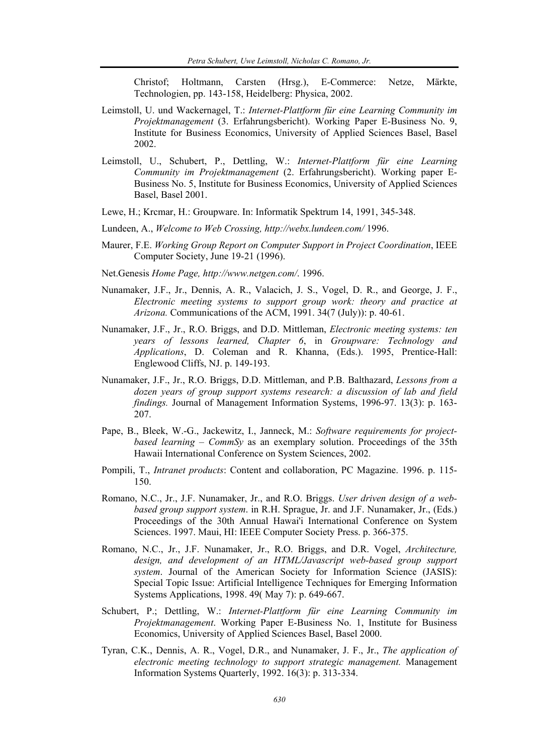Christof; Holtmann, Carsten (Hrsg.), E-Commerce: Netze, Märkte, Technologien, pp. 143-158, Heidelberg: Physica, 2002.

Leimstoll, U. und Wackernagel, T.: *Internet-Plattform für eine Learning Community im Projektmanagement* (3. Erfahrungsbericht). Working Paper E-Business No. 9, Institute for Business Economics, University of Applied Sciences Basel, Basel 2002.

Leimstoll, U., Schubert, P., Dettling, W.: *Internet-Plattform für eine Learning Community im Projektmanagement* (2. Erfahrungsbericht). Working paper E-Business No. 5, Institute for Business Economics, University of Applied Sciences Basel, Basel 2001.

Lewe, H.; Krcmar, H.: Groupware. In: Informatik Spektrum 14, 1991, 345-348.

Lundeen, A., *Welcome to Web Crossing, http://webx.lundeen.com/* 1996.

Maurer, F.E. *Working Group Report on Computer Support in Project Coordination*, IEEE Computer Society, June 19-21 (1996).

Net.Genesis *Home Page, http://www.netgen.com/*. 1996.

Nunamaker, J.F., Jr., Dennis, A. R., Valacich, J. S., Vogel, D. R., and George, J. F., *Electronic meeting systems to support group work: theory and practice at Arizona.* Communications of the ACM, 1991. 34(7 (July)): p. 40-61.

Nunamaker, J.F., Jr., R.O. Briggs, and D.D. Mittleman, *Electronic meeting systems: ten years of lessons learned, Chapter 6*, in *Groupware: Technology and Applications*, D. Coleman and R. Khanna, (Eds.). 1995, Prentice-Hall: Englewood Cliffs, NJ. p. 149-193.

Nunamaker, J.F., Jr., R.O. Briggs, D.D. Mittleman, and P.B. Balthazard, *Lessons from a dozen years of group support systems research: a discussion of lab and field findings.* Journal of Management Information Systems, 1996-97. 13(3): p. 163-207.

Pape, B., Bleek, W.-G., Jackewitz, I., Janneck, M.: *Software requirements for project-based learning – CommSy* as an exemplary solution. Proceedings of the 35th Hawaii International Conference on System Sciences, 2002.

Pompili, T., *Intranet products*: Content and collaboration, PC Magazine. 1996. p. 115-150.

Romano, N.C., Jr., J.F. Nunamaker, Jr., and R.O. Briggs. *User driven design of a web-based group support system*. in R.H. Sprague, Jr. and J.F. Nunamaker, Jr., (Eds.) Proceedings of the 30th Annual Hawai'i International Conference on System Sciences. 1997. Maui, HI: IEEE Computer Society Press. p. 366-375.

Romano, N.C., Jr., J.F. Nunamaker, Jr., R.O. Briggs, and D.R. Vogel, *Architecture, design, and development of an HTML/Javascript web-based group support system*. Journal of the American Society for Information Science (JASIS): Special Topic Issue: Artificial Intelligence Techniques for Emerging Information Systems Applications, 1998. 49( May 7): p. 649-667.

Schubert, P.; Dettling, W.: *Internet-Plattform für eine Learning Community im Projektmanagement*. Working Paper E-Business No. 1, Institute for Business Economics, University of Applied Sciences Basel, Basel 2000.

Tyran, C.K., Dennis, A. R., Vogel, D.R., and Nunamaker, J. F., Jr., *The application of electronic meeting technology to support strategic management.* Management Information Systems Quarterly, 1992. 16(3): p. 313-334.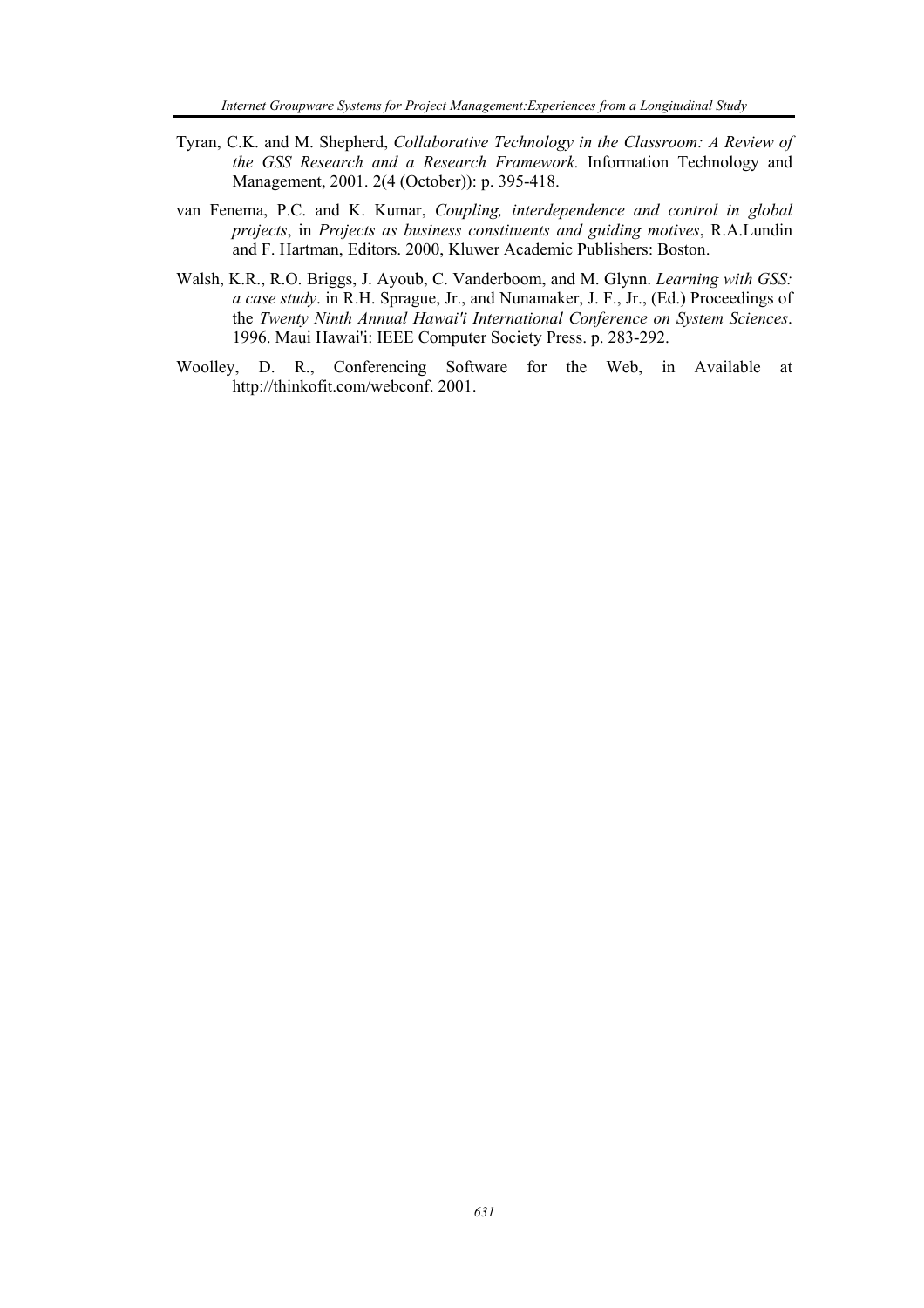Tyran, C.K. and M. Shepherd, *Collaborative Technology in the Classroom: A Review of the GSS Research and a Research Framework.* Information Technology and Management, 2001. 2(4 (October)): p. 395-418.

van Fenema, P.C. and K. Kumar, *Coupling, interdependence and control in global projects*, in *Projects as business constituents and guiding motives*, R.A.Lundin and F. Hartman, Editors. 2000, Kluwer Academic Publishers: Boston.

Walsh, K.R., R.O. Briggs, J. Ayoub, C. Vanderboom, and M. Glynn. *Learning with GSS: a case study*. in R.H. Sprague, Jr., and Nunamaker, J. F., Jr., (Ed.) Proceedings of the *Twenty Ninth Annual Hawai'i International Conference on System Sciences*. 1996. Maui Hawai'i: IEEE Computer Society Press. p. 283-292.

Woolley, D. R., Conferencing Software for the Web, in Available at http://thinkofit.com/webconf. 2001.